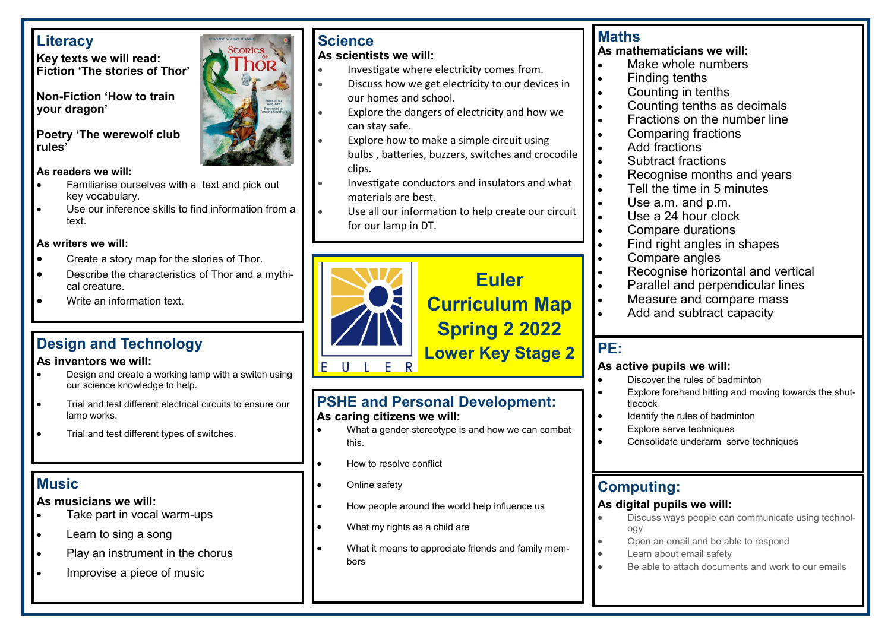# Euler Curriculum Map Spring 2 2022

## Lower Key Stage 2

## Literacy

**Key texts we will read:**
**Fiction 'The stories of Thor'**

**Non-Fiction 'How to train your dragon'**

**Poetry 'The werewolf club rules'**

**As readers we will:**

- Familiarise ourselves with a text and pick out key vocabulary.
- Use our inference skills to find information from a text.

**As writers we will:**

- Create a story map for the stories of Thor.
- Describe the characteristics of Thor and a mythical creature.
- Write an information text.

## Design and Technology

**As inventors we will:**

- Design and create a working lamp with a switch using our science knowledge to help.
- Trial and test different electrical circuits to ensure our lamp works.
- Trial and test different types of switches.

## Music

**As musicians we will:**

- Take part in vocal warm-ups
- Learn to sing a song
- Play an instrument in the chorus
- Improvise a piece of music

## Science

**As scientists we will:**

- Investigate where electricity comes from.
- Discuss how we get electricity to our devices in our homes and school.
- Explore the dangers of electricity and how we can stay safe.
- Explore how to make a simple circuit using bulbs , batteries, buzzers, switches and crocodile clips.
- Investigate conductors and insulators and what materials are best.
- Use all our information to help create our circuit for our lamp in DT.

## PSHE and Personal Development:

**As caring citizens we will:**

- What a gender stereotype is and how we can combat this.
- How to resolve conflict
- Online safety
- How people around the world help influence us
- What my rights as a child are
- What it means to appreciate friends and family members

## Maths

**As mathematicians we will:**

- Make whole numbers
- Finding tenths
- Counting in tenths
- Counting tenths as decimals
- Fractions on the number line
- Comparing fractions
- Add fractions
- Subtract fractions
- Recognise months and years
- Tell the time in 5 minutes
- Use a.m. and p.m.
- Use a 24 hour clock
- Compare durations
- Find right angles in shapes
- Compare angles
- Recognise horizontal and vertical
- Parallel and perpendicular lines
- Measure and compare mass
- Add and subtract capacity

## PE:

**As active pupils we will:**

- Discover the rules of badminton
- Explore forehand hitting and moving towards the shuttlecock
- Identify the rules of badminton
- Explore serve techniques
- Consolidate underarm serve techniques

## Computing:

**As digital pupils we will:**

- Discuss ways people can communicate using technology
- Open an email and be able to respond
- Learn about email safety
- Be able to attach documents and work to our emails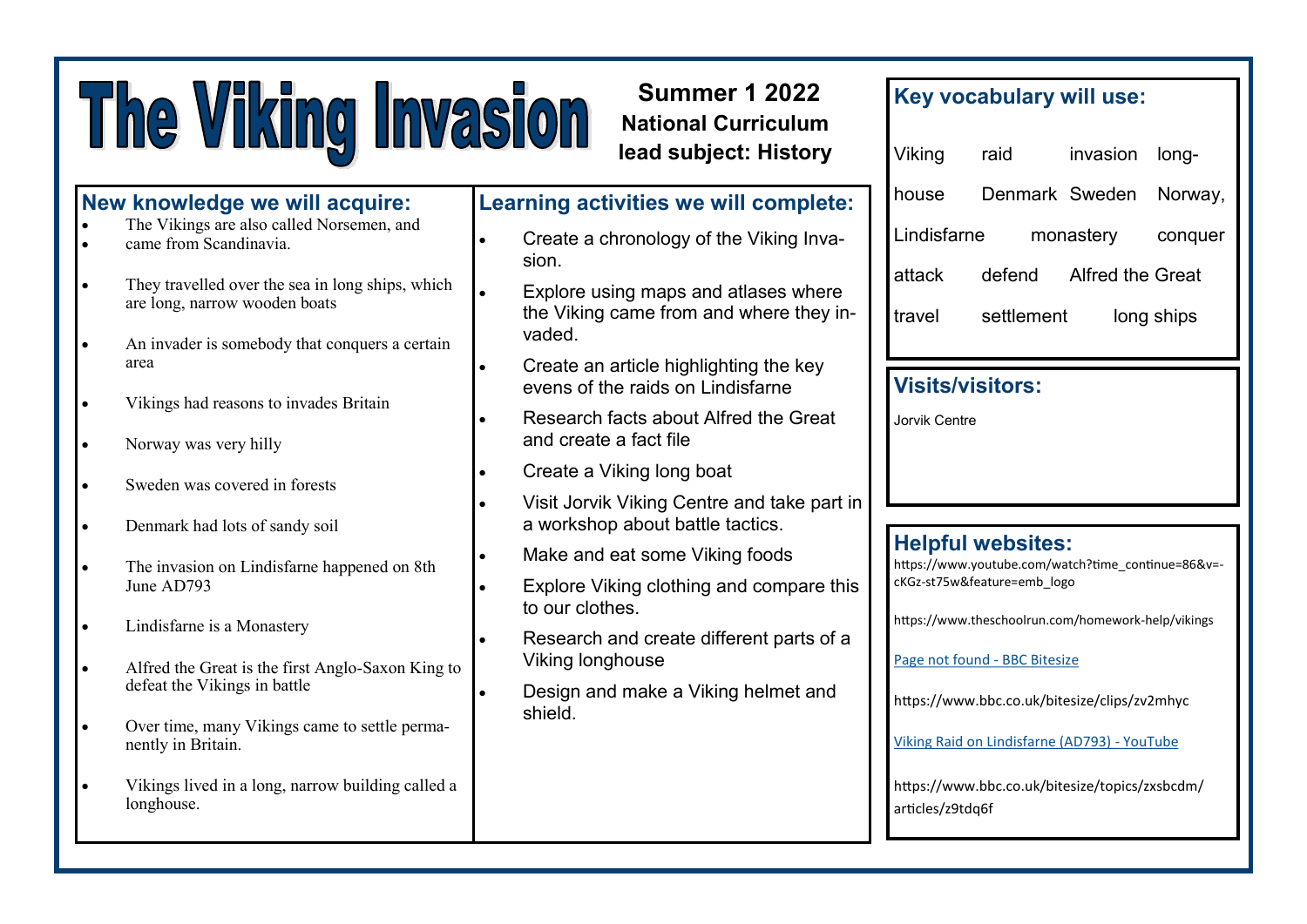# The Viking Invasion

**Summer 1 2022**
**National Curriculum lead subject: History**

## New knowledge we will acquire:

- The Vikings are also called Norsemen, and
- came from Scandinavia.
- They travelled over the sea in long ships, which are long, narrow wooden boats
- An invader is somebody that conquers a certain area
- Vikings had reasons to invades Britain
- Norway was very hilly
- Sweden was covered in forests
- Denmark had lots of sandy soil
- The invasion on Lindisfarne happened on 8th June AD793
- Lindisfarne is a Monastery
- Alfred the Great is the first Anglo-Saxon King to defeat the Vikings in battle
- Over time, many Vikings came to settle permanently in Britain.
- Vikings lived in a long, narrow building called a longhouse.

## Learning activities we will complete:

- Create a chronology of the Viking Invasion.
- Explore using maps and atlases where the Viking came from and where they invaded.
- Create an article highlighting the key evens of the raids on Lindisfarne
- Research facts about Alfred the Great and create a fact file
- Create a Viking long boat
- Visit Jorvik Viking Centre and take part in a workshop about battle tactics.
- Make and eat some Viking foods
- Explore Viking clothing and compare this to our clothes.
- Research and create different parts of a Viking longhouse
- Design and make a Viking helmet and shield.

## Key vocabulary will use:

Viking raid invasion long-house Denmark Sweden Norway, Lindisfarne monastery conquer attack defend Alfred the Great travel settlement long ships

## Visits/visitors:

Jorvik Centre

## Helpful websites:

https://www.youtube.com/watch?time_continue=86&v=-cKGz-st75w&feature=emb_logo

https://www.theschoolrun.com/homework-help/vikings

Page not found - BBC Bitesize

https://www.bbc.co.uk/bitesize/clips/zv2mhyc

Viking Raid on Lindisfarne (AD793) - YouTube

https://www.bbc.co.uk/bitesize/topics/zxsbcdm/articles/z9tdq6f